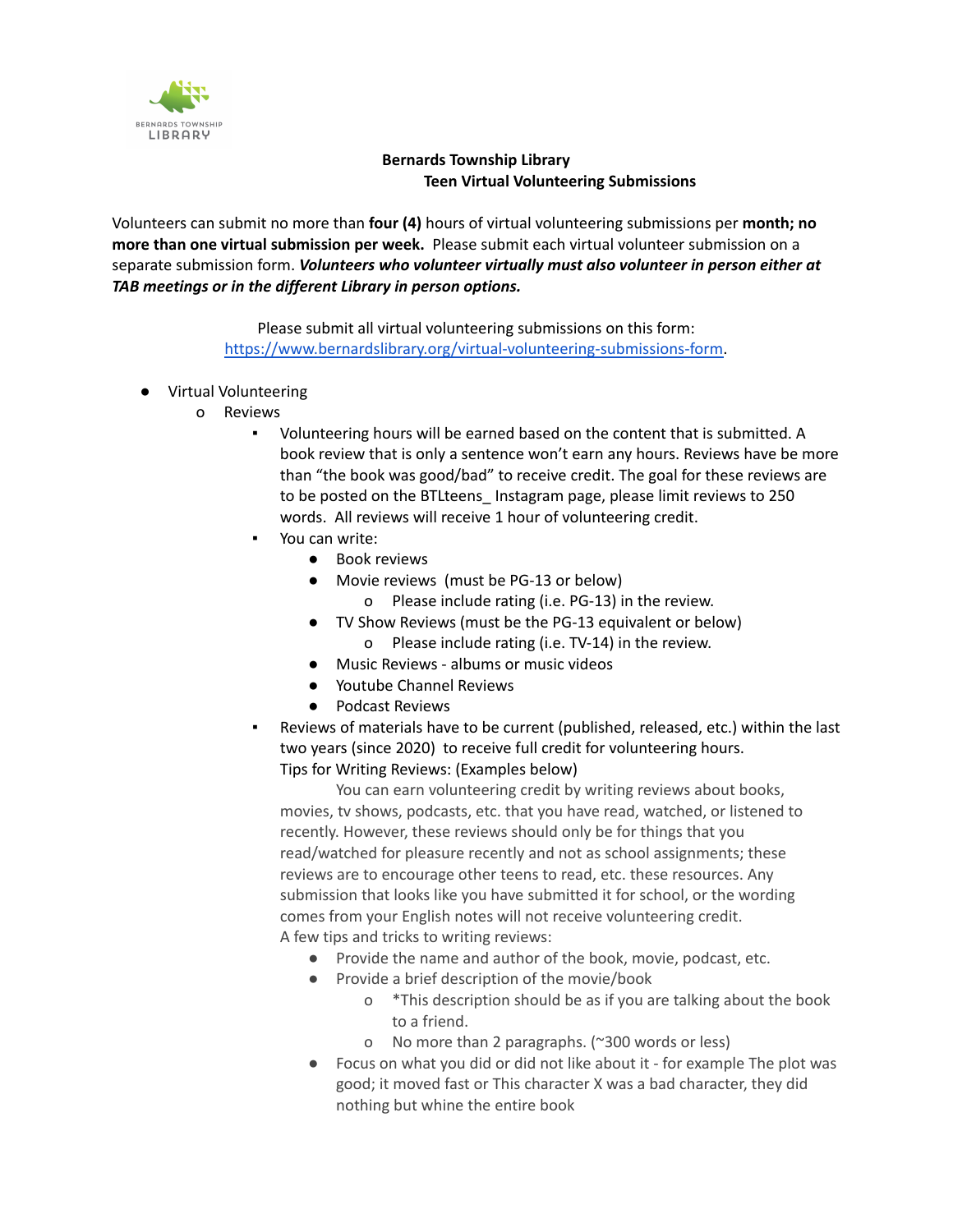**Bernards Township Library**
**Teen Virtual Volunteering Submissions**

Volunteers can submit no more than **four (4)** hours of virtual volunteering submissions per **month; no more than one virtual submission per week.** Please submit each virtual volunteer submission on a separate submission form. ***Volunteers who volunteer virtually must also volunteer in person either at TAB meetings or in the different Library in person options.***

Please submit all virtual volunteering submissions on this form: [https://www.bernardslibrary.org/virtual-volunteering-submissions-form](https://www.bernardslibrary.org/virtual-volunteering-submissions-form).

- Virtual Volunteering
  - Reviews
    - Volunteering hours will be earned based on the content that is submitted. A book review that is only a sentence won't earn any hours. Reviews have be more than "the book was good/bad" to receive credit. The goal for these reviews are to be posted on the BTLteens_ Instagram page, please limit reviews to 250 words. All reviews will receive 1 hour of volunteering credit.
    - You can write:
      - Book reviews
      - Movie reviews (must be PG-13 or below)
        - Please include rating (i.e. PG-13) in the review.
      - TV Show Reviews (must be the PG-13 equivalent or below)
        - Please include rating (i.e. TV-14) in the review.
      - Music Reviews - albums or music videos
      - Youtube Channel Reviews
      - Podcast Reviews
    - Reviews of materials have to be current (published, released, etc.) within the last two years (since 2020) to receive full credit for volunteering hours.

      Tips for Writing Reviews: (Examples below)

      You can earn volunteering credit by writing reviews about books, movies, tv shows, podcasts, etc. that you have read, watched, or listened to recently. However, these reviews should only be for things that you read/watched for pleasure recently and not as school assignments; these reviews are to encourage other teens to read, etc. these resources. Any submission that looks like you have submitted it for school, or the wording comes from your English notes will not receive volunteering credit.

      A few tips and tricks to writing reviews:
      - Provide the name and author of the book, movie, podcast, etc.
      - Provide a brief description of the movie/book
        - *This description should be as if you are talking about the book to a friend.
        - No more than 2 paragraphs. (~300 words or less)
      - Focus on what you did or did not like about it - for example The plot was good; it moved fast or This character X was a bad character, they did nothing but whine the entire book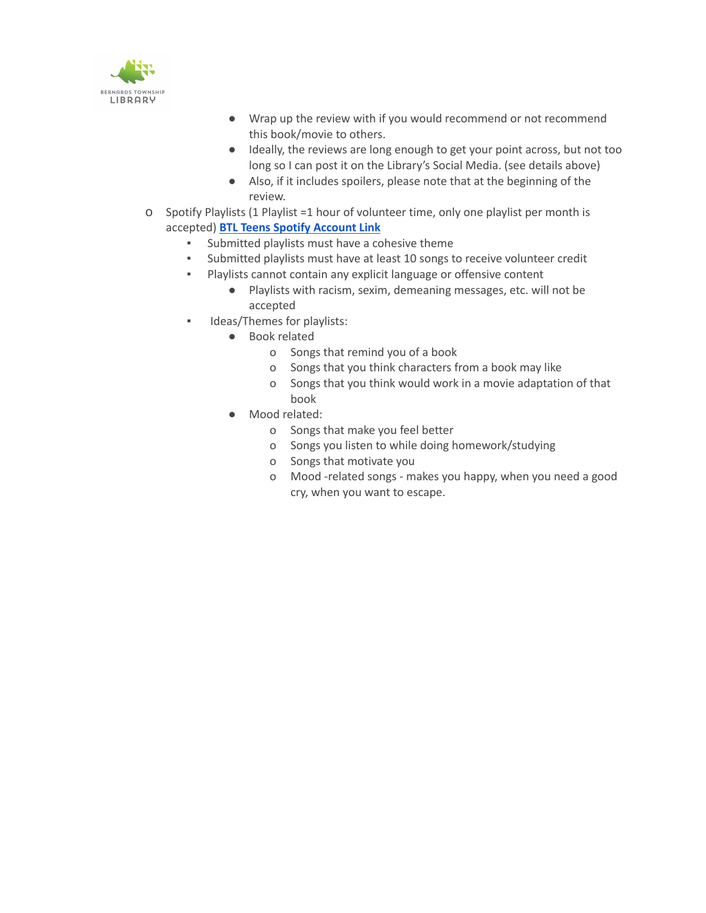- Wrap up the review with if you would recommend or not recommend this book/movie to others.
        - Ideally, the reviews are long enough to get your point across, but not too long so I can post it on the Library's Social Media. (see details above)
        - Also, if it includes spoilers, please note that at the beginning of the review.

- Spotify Playlists (1 Playlist =1 hour of volunteer time, only one playlist per month is accepted) **[BTL Teens Spotify Account Link]()**
    - Submitted playlists must have a cohesive theme
    - Submitted playlists must have at least 10 songs to receive volunteer credit
    - Playlists cannot contain any explicit language or offensive content
        - Playlists with racism, sexim, demeaning messages, etc. will not be accepted
    - Ideas/Themes for playlists:
        - Book related
            - Songs that remind you of a book
            - Songs that you think characters from a book may like
            - Songs that you think would work in a movie adaptation of that book
        - Mood related:
            - Songs that make you feel better
            - Songs you listen to while doing homework/studying
            - Songs that motivate you
            - Mood -related songs - makes you happy, when you need a good cry, when you want to escape.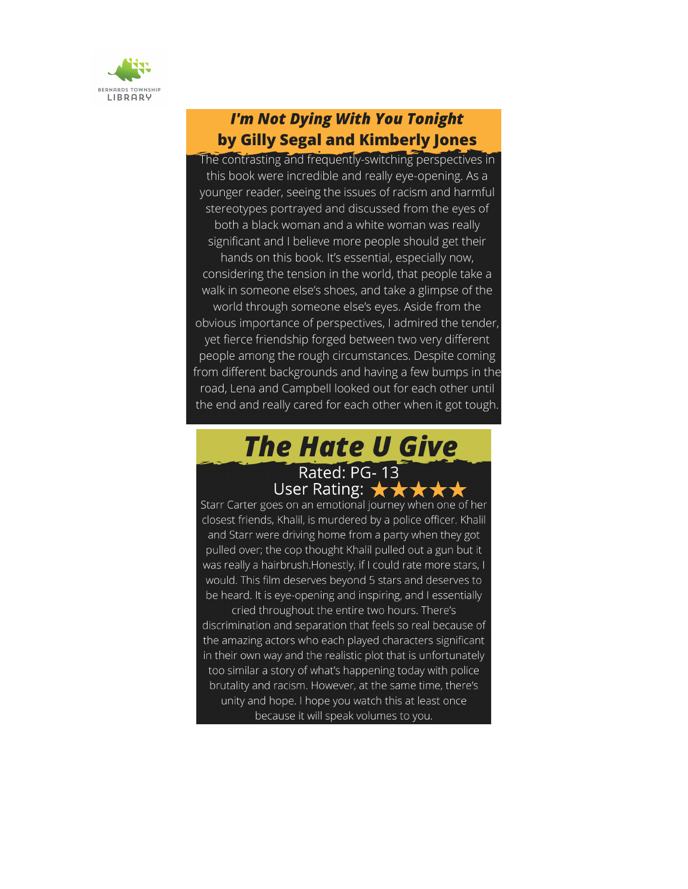BERNARDS TOWNSHIP LIBRARY

## *I'm Not Dying With You Tonight*
## by Gilly Segal and Kimberly Jones

The contrasting and frequently-switching perspectives in this book were incredible and really eye-opening. As a younger reader, seeing the issues of racism and harmful stereotypes portrayed and discussed from the eyes of both a black woman and a white woman was really significant and I believe more people should get their hands on this book. It's essential, especially now, considering the tension in the world, that people take a walk in someone else's shoes, and take a glimpse of the world through someone else's eyes. Aside from the obvious importance of perspectives, I admired the tender, yet fierce friendship forged between two very different people among the rough circumstances. Despite coming from different backgrounds and having a few bumps in the road, Lena and Campbell looked out for each other until the end and really cared for each other when it got tough.

## *The Hate U Give*

Rated: PG- 13

User Rating: ★★★★★

Starr Carter goes on an emotional journey when one of her closest friends, Khalil, is murdered by a police officer. Khalil and Starr were driving home from a party when they got pulled over; the cop thought Khalil pulled out a gun but it was really a hairbrush.Honestly, if I could rate more stars, I would. This film deserves beyond 5 stars and deserves to be heard. It is eye-opening and inspiring, and I essentially cried throughout the entire two hours. There's discrimination and separation that feels so real because of the amazing actors who each played characters significant in their own way and the realistic plot that is unfortunately too similar a story of what's happening today with police brutality and racism. However, at the same time, there's unity and hope. I hope you watch this at least once because it will speak volumes to you.